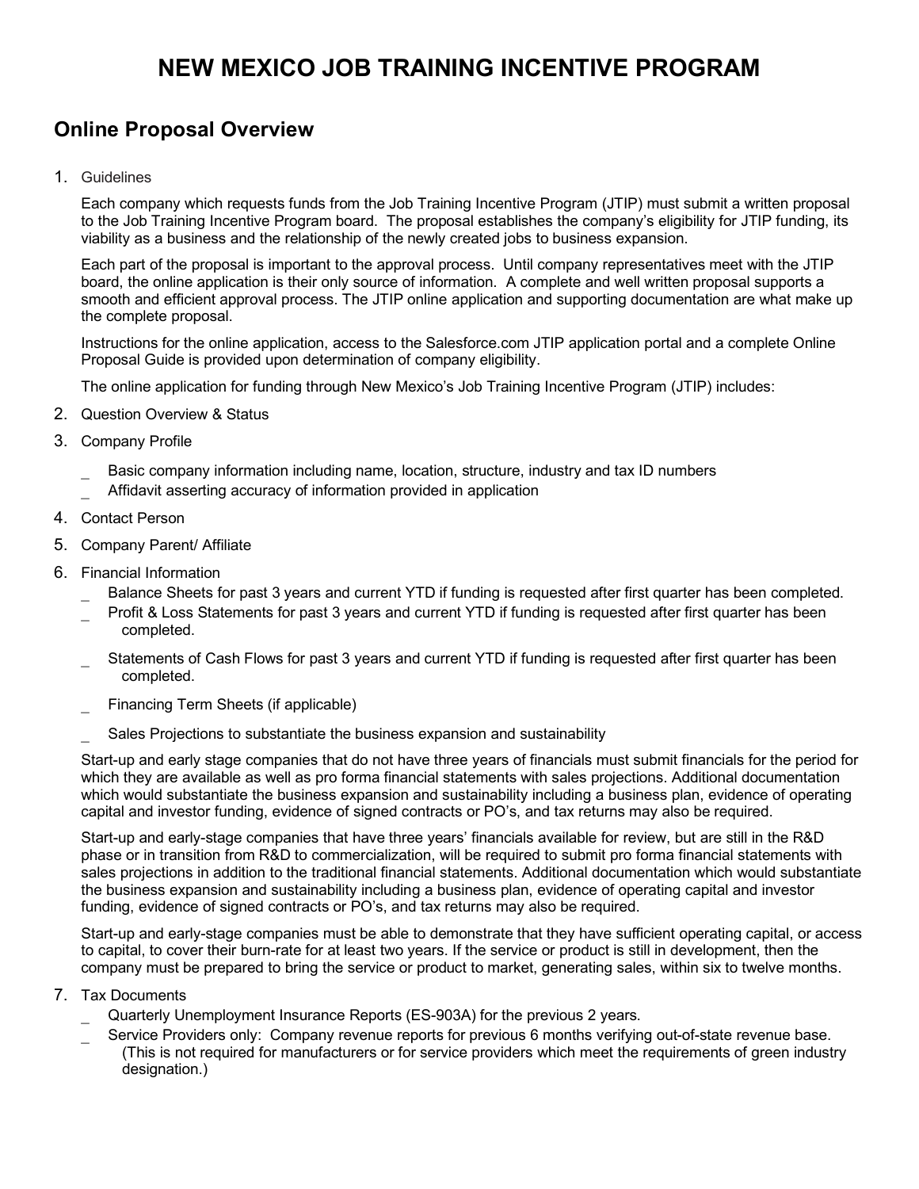# NEW MEXICO JOB TRAINING INCENTIVE PROGRAM

## Online Proposal Overview

1. Guidelines

   Each company which requests funds from the Job Training Incentive Program (JTIP) must submit a written proposal to the Job Training Incentive Program board. The proposal establishes the company's eligibility for JTIP funding, its viability as a business and the relationship of the newly created jobs to business expansion.

   Each part of the proposal is important to the approval process. Until company representatives meet with the JTIP board, the online application is their only source of information. A complete and well written proposal supports a smooth and efficient approval process. The JTIP online application and supporting documentation are what make up the complete proposal.

   Instructions for the online application, access to the Salesforce.com JTIP application portal and a complete Online Proposal Guide is provided upon determination of company eligibility.

   The online application for funding through New Mexico's Job Training Incentive Program (JTIP) includes:

2. Question Overview & Status
3. Company Profile
   - Basic company information including name, location, structure, industry and tax ID numbers
   - Affidavit asserting accuracy of information provided in application
4. Contact Person
5. Company Parent/ Affiliate
6. Financial Information
   - Balance Sheets for past 3 years and current YTD if funding is requested after first quarter has been completed.
   - Profit & Loss Statements for past 3 years and current YTD if funding is requested after first quarter has been completed.
   - Statements of Cash Flows for past 3 years and current YTD if funding is requested after first quarter has been completed.
   - Financing Term Sheets (if applicable)
   - Sales Projections to substantiate the business expansion and sustainability

   Start-up and early stage companies that do not have three years of financials must submit financials for the period for which they are available as well as pro forma financial statements with sales projections. Additional documentation which would substantiate the business expansion and sustainability including a business plan, evidence of operating capital and investor funding, evidence of signed contracts or PO's, and tax returns may also be required.

   Start-up and early-stage companies that have three years' financials available for review, but are still in the R&D phase or in transition from R&D to commercialization, will be required to submit pro forma financial statements with sales projections in addition to the traditional financial statements. Additional documentation which would substantiate the business expansion and sustainability including a business plan, evidence of operating capital and investor funding, evidence of signed contracts or PO's, and tax returns may also be required.

   Start-up and early-stage companies must be able to demonstrate that they have sufficient operating capital, or access to capital, to cover their burn-rate for at least two years. If the service or product is still in development, then the company must be prepared to bring the service or product to market, generating sales, within six to twelve months.

7. Tax Documents
   - Quarterly Unemployment Insurance Reports (ES-903A) for the previous 2 years.
   - Service Providers only: Company revenue reports for previous 6 months verifying out-of-state revenue base. (This is not required for manufacturers or for service providers which meet the requirements of green industry designation.)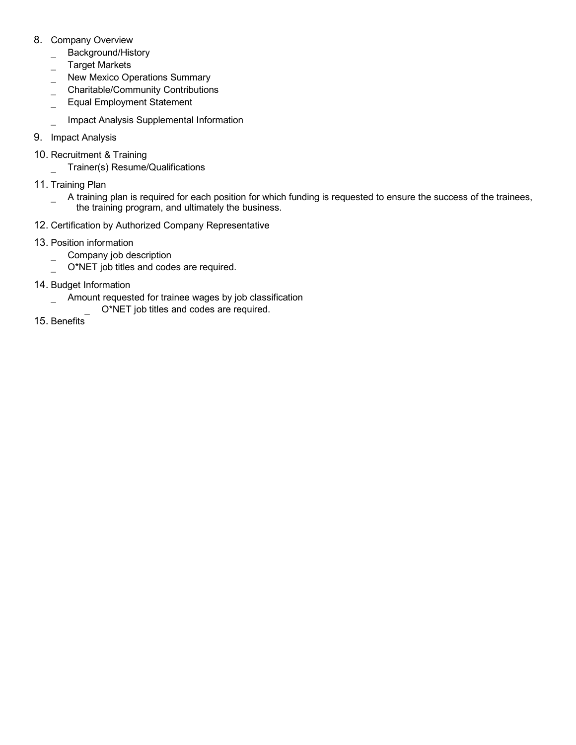8. Company Overview
   - Background/History
   - Target Markets
   - New Mexico Operations Summary
   - Charitable/Community Contributions
   - Equal Employment Statement
   - Impact Analysis Supplemental Information
9. Impact Analysis
10. Recruitment & Training
    - Trainer(s) Resume/Qualifications
11. Training Plan
    - A training plan is required for each position for which funding is requested to ensure the success of the trainees, the training program, and ultimately the business.
12. Certification by Authorized Company Representative
13. Position information
    - Company job description
    - O*NET job titles and codes are required.
14. Budget Information
    - Amount requested for trainee wages by job classification
      - O*NET job titles and codes are required.
15. Benefits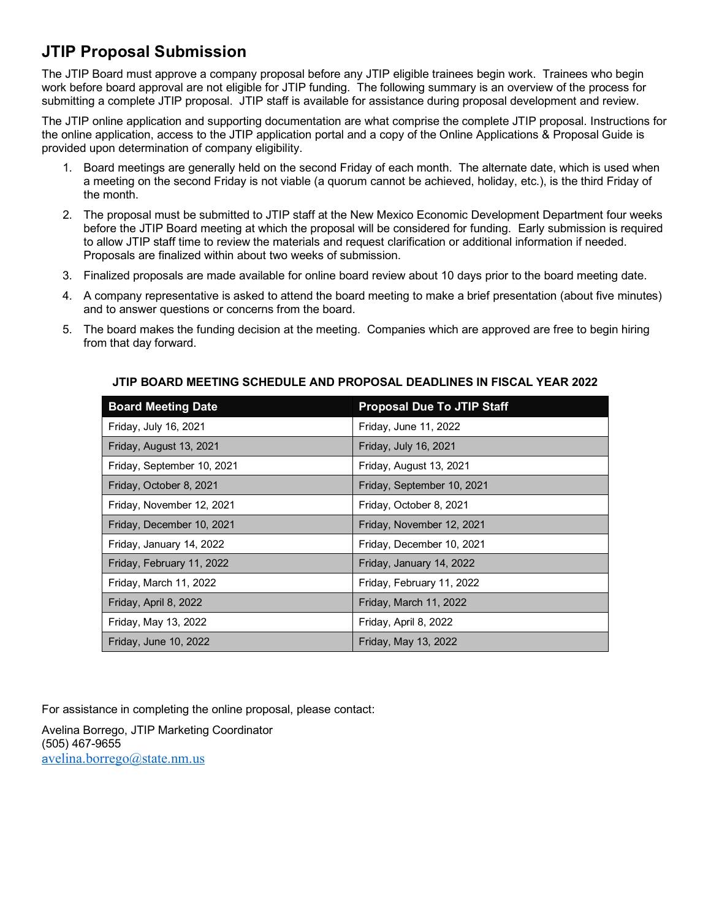## JTIP Proposal Submission

The JTIP Board must approve a company proposal before any JTIP eligible trainees begin work. Trainees who begin work before board approval are not eligible for JTIP funding. The following summary is an overview of the process for submitting a complete JTIP proposal. JTIP staff is available for assistance during proposal development and review.

The JTIP online application and supporting documentation are what comprise the complete JTIP proposal. Instructions for the online application, access to the JTIP application portal and a copy of the Online Applications & Proposal Guide is provided upon determination of company eligibility.

1. Board meetings are generally held on the second Friday of each month. The alternate date, which is used when a meeting on the second Friday is not viable (a quorum cannot be achieved, holiday, etc.), is the third Friday of the month.
2. The proposal must be submitted to JTIP staff at the New Mexico Economic Development Department four weeks before the JTIP Board meeting at which the proposal will be considered for funding. Early submission is required to allow JTIP staff time to review the materials and request clarification or additional information if needed. Proposals are finalized within about two weeks of submission.
3. Finalized proposals are made available for online board review about 10 days prior to the board meeting date.
4. A company representative is asked to attend the board meeting to make a brief presentation (about five minutes) and to answer questions or concerns from the board.
5. The board makes the funding decision at the meeting. Companies which are approved are free to begin hiring from that day forward.

**JTIP BOARD MEETING SCHEDULE AND PROPOSAL DEADLINES IN FISCAL YEAR 2022**

| Board Meeting Date | Proposal Due To JTIP Staff |
|---|---|
| Friday, July 16, 2021 | Friday, June 11, 2022 |
| Friday, August 13, 2021 | Friday, July 16, 2021 |
| Friday, September 10, 2021 | Friday, August 13, 2021 |
| Friday, October 8, 2021 | Friday, September 10, 2021 |
| Friday, November 12, 2021 | Friday, October 8, 2021 |
| Friday, December 10, 2021 | Friday, November 12, 2021 |
| Friday, January 14, 2022 | Friday, December 10, 2021 |
| Friday, February 11, 2022 | Friday, January 14, 2022 |
| Friday, March 11, 2022 | Friday, February 11, 2022 |
| Friday, April 8, 2022 | Friday, March 11, 2022 |
| Friday, May 13, 2022 | Friday, April 8, 2022 |
| Friday, June 10, 2022 | Friday, May 13, 2022 |

For assistance in completing the online proposal, please contact:

Avelina Borrego, JTIP Marketing Coordinator
(505) 467-9655
avelina.borrego@state.nm.us